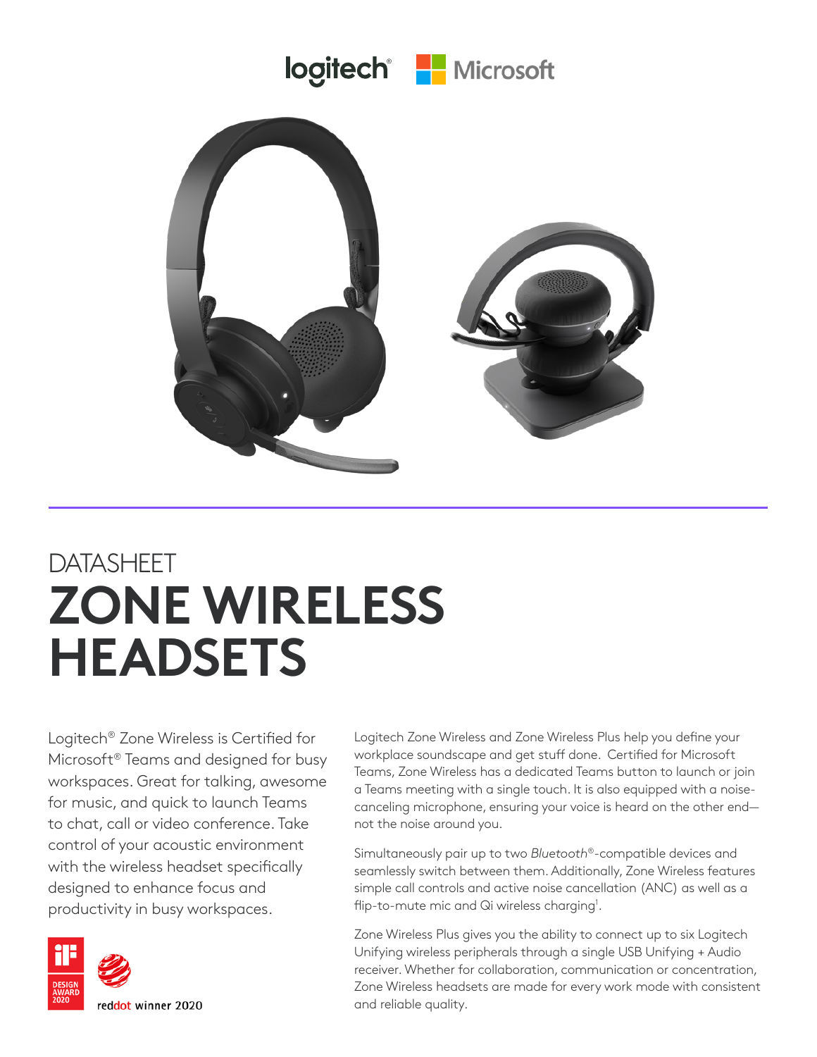# DATASHEET
# ZONE WIRELESS HEADSETS

Logitech® Zone Wireless is Certified for Microsoft® Teams and designed for busy workspaces. Great for talking, awesome for music, and quick to launch Teams to chat, call or video conference. Take control of your acoustic environment with the wireless headset specifically designed to enhance focus and productivity in busy workspaces.

iF DESIGN AWARD 2020

reddot winner 2020

Logitech Zone Wireless and Zone Wireless Plus help you define your workplace soundscape and get stuff done. Certified for Microsoft Teams, Zone Wireless has a dedicated Teams button to launch or join a Teams meeting with a single touch. It is also equipped with a noise-canceling microphone, ensuring your voice is heard on the other end—not the noise around you.

Simultaneously pair up to two *Bluetooth*®-compatible devices and seamlessly switch between them. Additionally, Zone Wireless features simple call controls and active noise cancellation (ANC) as well as a flip-to-mute mic and Qi wireless charging[1].

Zone Wireless Plus gives you the ability to connect up to six Logitech Unifying wireless peripherals through a single USB Unifying + Audio receiver. Whether for collaboration, communication or concentration, Zone Wireless headsets are made for every work mode with consistent and reliable quality.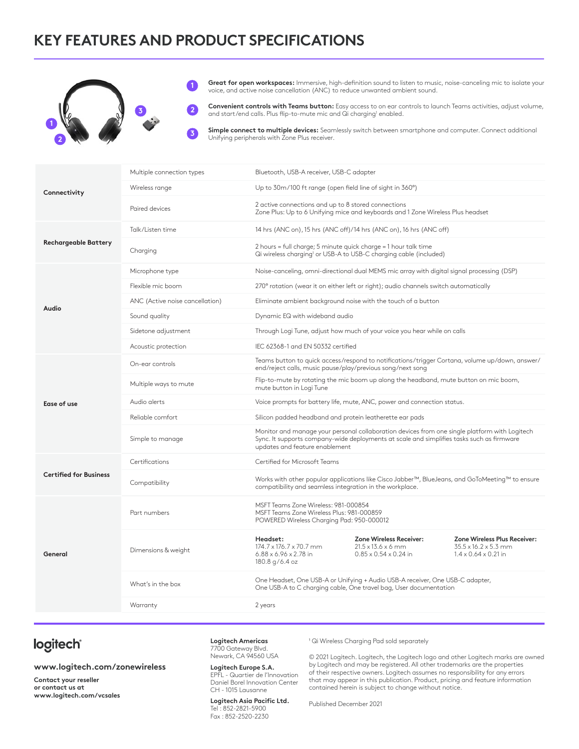# KEY FEATURES AND PRODUCT SPECIFICATIONS

1. **Great for open workspaces:** Immersive, high-definition sound to listen to music, noise-canceling mic to isolate your voice, and active noise cancellation (ANC) to reduce unwanted ambient sound.
2. **Convenient controls with Teams button:** Easy access to on ear controls to launch Teams activities, adjust volume, and start/end calls. Plus flip-to-mute mic and Qi charging[1] enabled.
3. **Simple connect to multiple devices:** Seamlessly switch between smartphone and computer. Connect additional Unifying peripherals with Zone Plus receiver.

| | | | | |
|---|---|---|---|---|
| **Connectivity** | Multiple connection types | Bluetooth, USB-A receiver, USB-C adapter | | |
| | Wireless range | Up to 30m/100 ft range (open field line of sight in 360°) | | |
| | Paired devices | 2 active connections and up to 8 stored connections<br>Zone Plus: Up to 6 Unifying mice and keyboards and 1 Zone Wireless Plus headset | | |
| **Rechargeable Battery** | Talk/Listen time | 14 hrs (ANC on), 15 hrs (ANC off)/14 hrs (ANC on), 16 hrs (ANC off) | | |
| | Charging | 2 hours = full charge; 5 minute quick charge = 1 hour talk time<br>Qi wireless charging[1] or USB-A to USB-C charging cable (included) | | |
| **Audio** | Microphone type | Noise-canceling, omni-directional dual MEMS mic array with digital signal processing (DSP) | | |
| | Flexible mic boom | 270° rotation (wear it on either left or right); audio channels switch automatically | | |
| | ANC (Active noise cancellation) | Eliminate ambient background noise with the touch of a button | | |
| | Sound quality | Dynamic EQ with wideband audio | | |
| | Sidetone adjustment | Through Logi Tune, adjust how much of your voice you hear while on calls | | |
| | Acoustic protection | IEC 62368-1 and EN 50332 certified | | |
| **Ease of use** | On-ear controls | Teams button to quick access/respond to notifications/trigger Cortana, volume up/down, answer/end/reject calls, music pause/play/previous song/next song | | |
| | Multiple ways to mute | Flip-to-mute by rotating the mic boom up along the headband, mute button on mic boom, mute button in Logi Tune | | |
| | Audio alerts | Voice prompts for battery life, mute, ANC, power and connection status. | | |
| | Reliable comfort | Silicon padded headband and protein leatherette ear pads | | |
| | Simple to manage | Monitor and manage your personal collaboration devices from one single platform with Logitech Sync. It supports company-wide deployments at scale and simplifies tasks such as firmware updates and feature enablement | | |
| **Certified for Business** | Certifications | Certified for Microsoft Teams | | |
| | Compatibility | Works with other popular applications like Cisco Jabber™, BlueJeans, and GoToMeeting™ to ensure compatibility and seamless integration in the workplace. | | |
| **General** | Part numbers | MSFT Teams Zone Wireless: 981-000854<br>MSFT Teams Zone Wireless Plus: 981-000859<br>POWERED Wireless Charging Pad: 950-000012 | | |
| | Dimensions & weight | **Headset:**<br>174.7 x 176.7 x 70.7 mm<br>6.88 x 6.96 x 2.78 in<br>180.8 g/6.4 oz | **Zone Wireless Receiver:**<br>21.5 x 13.6 x 6 mm<br>0.85 x 0.54 x 0.24 in | **Zone Wireless Plus Receiver:**<br>35.5 x 16.2 x 5.3 mm<br>1.4 x 0.64 x 0.21 in |
| | What's in the box | One Headset, One USB-A or Unifying + Audio USB-A receiver, One USB-C adapter, One USB-A to C charging cable, One travel bag, User documentation | | |
| | Warranty | 2 years | | |

**logitech**

**www.logitech.com/zonewireless**

**Contact your reseller or contact us at www.logitech.com/vcsales**

**Logitech Americas**
7700 Gateway Blvd.
Newark, CA 94560 USA

**Logitech Europe S.A.**
EPFL - Quartier de l'Innovation
Daniel Borel Innovation Center
CH - 1015 Lausanne

**Logitech Asia Pacific Ltd.**
Tel : 852-2821-5900
Fax : 852-2520-2230

[1] Qi Wireless Charging Pad sold separately

© 2021 Logitech. Logitech, the Logitech logo and other Logitech marks are owned by Logitech and may be registered. All other trademarks are the properties of their respective owners. Logitech assumes no responsibility for any errors that may appear in this publication. Product, pricing and feature information contained herein is subject to change without notice.

Published December 2021